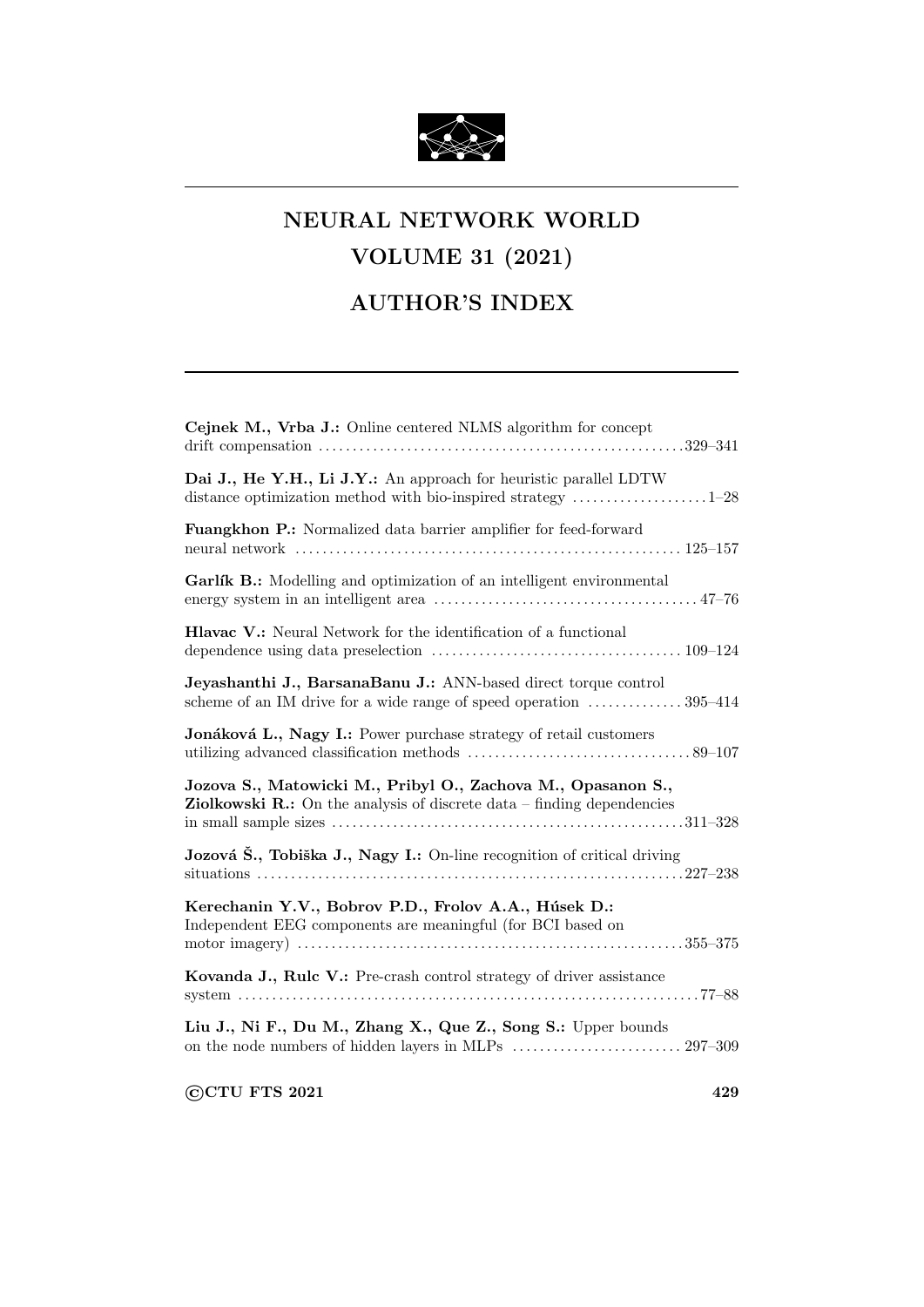# NEURAL NETWORK WORLD

## VOLUME 31 (2021)

## AUTHOR'S INDEX

**Cejnek M., Vrba J.:** Online centered NLMS algorithm for concept drift compensation . . . . . . . . . . . . . . . . . . . . . . . . . . . . . . . . . . . . . . . . . . . . . . . . . . .329–341

**Dai J., He Y.H., Li J.Y.:** An approach for heuristic parallel LDTW distance optimization method with bio-inspired strategy . . . . . . . . . . . . . . . . . . . .1–28

**Fuangkhon P.:** Normalized data barrier amplifier for feed-forward neural network . . . . . . . . . . . . . . . . . . . . . . . . . . . . . . . . . . . . . . . . . . . . . . . . . . . . . 125–157

**Garlík B.:** Modelling and optimization of an intelligent environmental energy system in an intelligent area . . . . . . . . . . . . . . . . . . . . . . . . . . . . . . . . . . . . . . 47–76

**Hlavac V.:** Neural Network for the identification of a functional dependence using data preselection . . . . . . . . . . . . . . . . . . . . . . . . . . . . . . . . . . . . 109–124

**Jeyashanthi J., BarsanaBanu J.:** ANN-based direct torque control scheme of an IM drive for a wide range of speed operation . . . . . . . . . . . . . . 395–414

**Jonáková L., Nagy I.:** Power purchase strategy of retail customers utilizing advanced classification methods . . . . . . . . . . . . . . . . . . . . . . . . . . . . . . . . 89–107

**Jozova S., Matowicki M., Pribyl O., Zachova M., Opasanon S., Ziolkowski R.:** On the analysis of discrete data – finding dependencies in small sample sizes . . . . . . . . . . . . . . . . . . . . . . . . . . . . . . . . . . . . . . . . . . . . . . . . . . .311–328

**Jozová Š., Tobiška J., Nagy I.:** On-line recognition of critical driving situations . . . . . . . . . . . . . . . . . . . . . . . . . . . . . . . . . . . . . . . . . . . . . . . . . . . . . . . . . . . . .227–238

**Kerechanin Y.V., Bobrov P.D., Frolov A.A., Húsek D.:** Independent EEG components are meaningful (for BCI based on motor imagery) . . . . . . . . . . . . . . . . . . . . . . . . . . . . . . . . . . . . . . . . . . . . . . . . . . . . . . .355–375

**Kovanda J., Rulc V.:** Pre-crash control strategy of driver assistance system . . . . . . . . . . . . . . . . . . . . . . . . . . . . . . . . . . . . . . . . . . . . . . . . . . . . . . . . . . . . . . . . . .77–88

**Liu J., Ni F., Du M., Zhang X., Que Z., Song S.:** Upper bounds on the node numbers of hidden layers in MLPs . . . . . . . . . . . . . . . . . . . . . . . . . 297–309

©CTU FTS 2021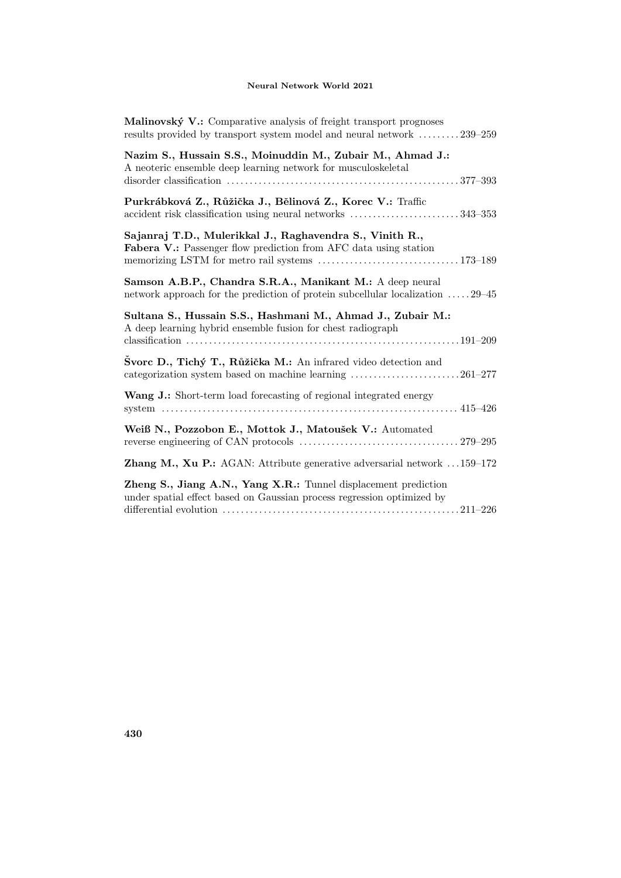**Malinovský V.:** Comparative analysis of freight transport prognoses results provided by transport system model and neural network ......... 239–259

**Nazim S., Hussain S.S., Moinuddin M., Zubair M., Ahmad J.:** A neoteric ensemble deep learning network for musculoskeletal disorder classification ........ 377–393

**Purkrábková Z., Růžička J., Bělinová Z., Korec V.:** Traffic accident risk classification using neural networks ........ 343–353

**Sajanraj T.D., Mulerikkal J., Raghavendra S., Vinith R., Fabera V.:** Passenger flow prediction from AFC data using station memorizing LSTM for metro rail systems ........ 173–189

**Samson A.B.P., Chandra S.R.A., Manikant M.:** A deep neural network approach for the prediction of protein subcellular localization ..... 29–45

**Sultana S., Hussain S.S., Hashmani M., Ahmad J., Zubair M.:** A deep learning hybrid ensemble fusion for chest radiograph classification ........ 191–209

**Švorc D., Tichý T., Růžička M.:** An infrared video detection and categorization system based on machine learning ........ 261–277

**Wang J.:** Short-term load forecasting of regional integrated energy system ........ 415–426

**Weiß N., Pozzobon E., Mottok J., Matoušek V.:** Automated reverse engineering of CAN protocols ........ 279–295

**Zhang M., Xu P.:** AGAN: Attribute generative adversarial network ... 159–172

**Zheng S., Jiang A.N., Yang X.R.:** Tunnel displacement prediction under spatial effect based on Gaussian process regression optimized by differential evolution ........ 211–226